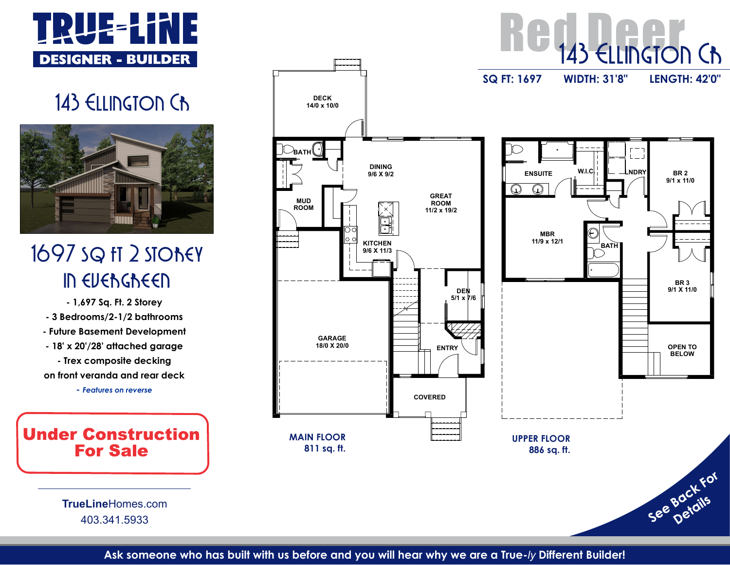# TRUE-LINE

**DESIGNER - BUILDER**

## 143 Ellington Cr

## 1697 sq ft 2 Storey in Evergreen

- 1,697 Sq. Ft. 2 Storey
- 3 Bedrooms/2-1/2 bathrooms
- Future Basement Development
- 18' x 20'/28' attached garage
- Trex composite decking on front veranda and rear deck

*- Features on reverse*

**Under Construction For Sale**

**TrueLine**Homes.com
403.341.5933

# Red Deer
## 143 Ellington Cr

**SQ FT: 1697** | **WIDTH: 31'8"** | **LENGTH: 42'0"**

DECK 14/0 x 10/0
BATH
MUD ROOM
DINING 9/6 X 9/2
GREAT ROOM 11/2 x 19/2
KITCHEN 9/6 X 11/3
DEN 5/1 x 7/6
ENTRY
GARAGE 18/0 X 20/0
COVERED

**MAIN FLOOR**
**811 sq. ft.**

ENSUITE
W.I.C.
LNDRY
BR 2 9/1 x 11/0
MBR 11/9 x 12/1
BATH
BR 3 9/1 X 11/0
OPEN TO BELOW

**UPPER FLOOR**
**886 sq. ft.**

**See Back For Details**

**Ask someone who has built with us before and you will hear why we are a True-*ly* Different Builder!**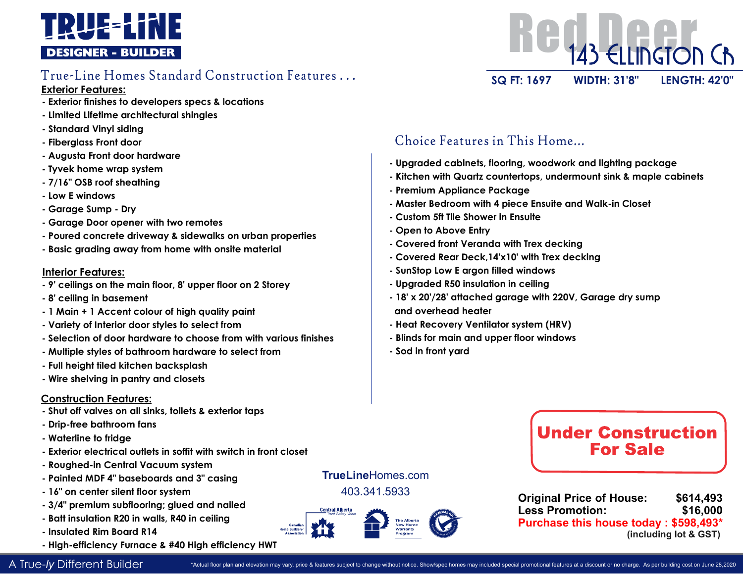# TRUE-LINE

**DESIGNER - BUILDER**

# Red Deer

## 143 Ellington Cr

**SQ FT: 1697** **WIDTH: 31'8"** **LENGTH: 42'0"**

## True-Line Homes Standard Construction Features . . .

### Exterior Features:

- Exterior finishes to developers specs & locations
- Limited Lifetime architectural shingles
- Standard Vinyl siding
- Fiberglass Front door
- Augusta Front door hardware
- Tyvek home wrap system
- 7/16" OSB roof sheathing
- Low E windows
- Garage Sump - Dry
- Garage Door opener with two remotes
- Poured concrete driveway & sidewalks on urban properties
- Basic grading away from home with onsite material

### Interior Features:

- 9' ceilings on the main floor, 8' upper floor on 2 Storey
- 8' ceiling in basement
- 1 Main + 1 Accent colour of high quality paint
- Variety of Interior door styles to select from
- Selection of door hardware to choose from with various finishes
- Multiple styles of bathroom hardware to select from
- Full height tiled kitchen backsplash
- Wire shelving in pantry and closets

### Construction Features:

- Shut off valves on all sinks, toilets & exterior taps
- Drip-free bathroom fans
- Waterline to fridge
- Exterior electrical outlets in soffit with switch in front closet
- Roughed-in Central Vacuum system
- Painted MDF 4" baseboards and 3" casing
- 16" on center silent floor system
- 3/4" premium subflooring; glued and nailed
- Batt insulation R20 in walls, R40 in ceiling
- Insulated Rim Board R14
- High-efficiency Furnace & #40 High efficiency HWT

## Choice Features in This Home...

- Upgraded cabinets, flooring, woodwork and lighting package
- Kitchen with Quartz countertops, undermount sink & maple cabinets
- Premium Appliance Package
- Master Bedroom with 4 piece Ensuite and Walk-in Closet
- Custom 5ft Tile Shower in Ensuite
- Open to Above Entry
- Covered front Veranda with Trex decking
- Covered Rear Deck,14'x10' with Trex decking
- SunStop Low E argon filled windows
- Upgraded R50 insulation in ceiling
- 18' x 20'/28' attached garage with 220V, Garage dry sump and overhead heater
- Heat Recovery Ventilator system (HRV)
- Blinds for main and upper floor windows
- Sod in front yard

**Under Construction For Sale**

**TrueLineHomes.com**
403.341.5933

Central Alberta Home Builders' Association · Canadian Home Builders' Association · The Alberta New Home Warranty Program · RenoMark

| | |
|---|---|
| **Original Price of House:** | **$614,493** |
| **Less Promotion:** | **$16,000** |
| **Purchase this house today :** | **$598,493*** |

(including lot & GST)

A True-*ly* Different Builder

*Actual floor plan and elevation may vary, price & features subject to change without notice. Show/spec homes may included special promotional features at a discount or no charge. As per building cost on June 28,2020